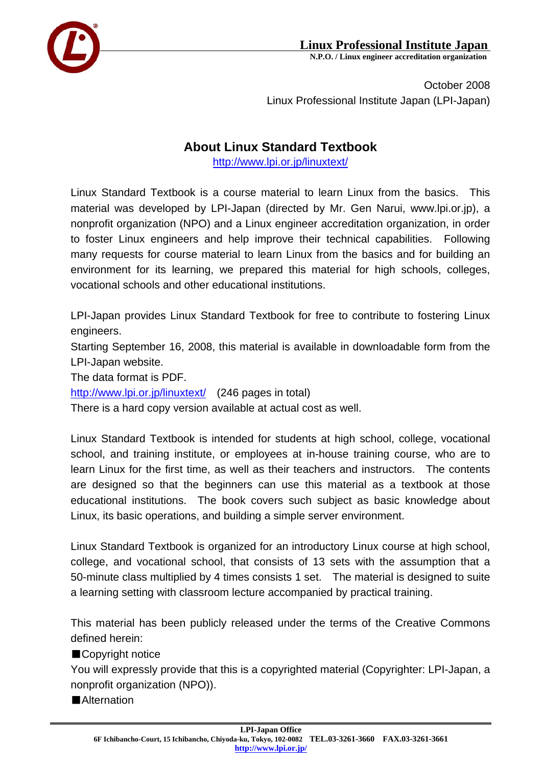October 2008
Linux Professional Institute Japan (LPI-Japan)

# About Linux Standard Textbook

http://www.lpi.or.jp/linuxtext/

Linux Standard Textbook is a course material to learn Linux from the basics. This material was developed by LPI-Japan (directed by Mr. Gen Narui, www.lpi.or.jp), a nonprofit organization (NPO) and a Linux engineer accreditation organization, in order to foster Linux engineers and help improve their technical capabilities. Following many requests for course material to learn Linux from the basics and for building an environment for its learning, we prepared this material for high schools, colleges, vocational schools and other educational institutions.

LPI-Japan provides Linux Standard Textbook for free to contribute to fostering Linux engineers.
Starting September 16, 2008, this material is available in downloadable form from the LPI-Japan website.
The data format is PDF.
http://www.lpi.or.jp/linuxtext/ (246 pages in total)
There is a hard copy version available at actual cost as well.

Linux Standard Textbook is intended for students at high school, college, vocational school, and training institute, or employees at in-house training course, who are to learn Linux for the first time, as well as their teachers and instructors. The contents are designed so that the beginners can use this material as a textbook at those educational institutions. The book covers such subject as basic knowledge about Linux, its basic operations, and building a simple server environment.

Linux Standard Textbook is organized for an introductory Linux course at high school, college, and vocational school, that consists of 13 sets with the assumption that a 50-minute class multiplied by 4 times consists 1 set. The material is designed to suite a learning setting with classroom lecture accompanied by practical training.

This material has been publicly released under the terms of the Creative Commons defined herein:

■Copyright notice
You will expressly provide that this is a copyrighted material (Copyrighter: LPI-Japan, a nonprofit organization (NPO)).

■Alternation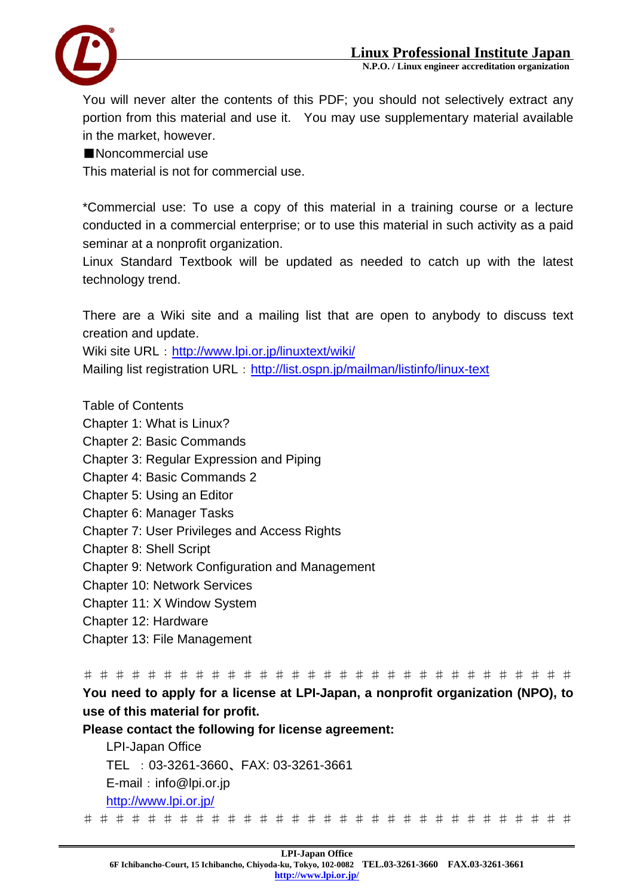You will never alter the contents of this PDF; you should not selectively extract any portion from this material and use it.　You may use supplementary material available in the market, however.

■Noncommercial use

This material is not for commercial use.

*Commercial use: To use a copy of this material in a training course or a lecture conducted in a commercial enterprise; or to use this material in such activity as a paid seminar at a nonprofit organization.

Linux Standard Textbook will be updated as needed to catch up with the latest technology trend.

There are a Wiki site and a mailing list that are open to anybody to discuss text creation and update.

Wiki site URL：http://www.lpi.or.jp/linuxtext/wiki/

Mailing list registration URL：http://list.ospn.jp/mailman/listinfo/linux-text

Table of Contents

Chapter 1: What is Linux?

Chapter 2: Basic Commands

Chapter 3: Regular Expression and Piping

Chapter 4: Basic Commands 2

Chapter 5: Using an Editor

Chapter 6: Manager Tasks

Chapter 7: User Privileges and Access Rights

Chapter 8: Shell Script

Chapter 9: Network Configuration and Management

Chapter 10: Network Services

Chapter 11: X Window System

Chapter 12: Hardware

Chapter 13: File Management

＃＃＃＃＃＃＃＃＃＃＃＃＃＃＃＃＃＃＃＃＃＃＃＃＃＃＃＃＃＃＃

**You need to apply for a license at LPI-Japan, a nonprofit organization (NPO), to use of this material for profit.**

**Please contact the following for license agreement:**

LPI-Japan Office

TEL　：03-3261-3660、FAX: 03-3261-3661

E-mail：info@lpi.or.jp

http://www.lpi.or.jp/

＃＃＃＃＃＃＃＃＃＃＃＃＃＃＃＃＃＃＃＃＃＃＃＃＃＃＃＃＃＃＃